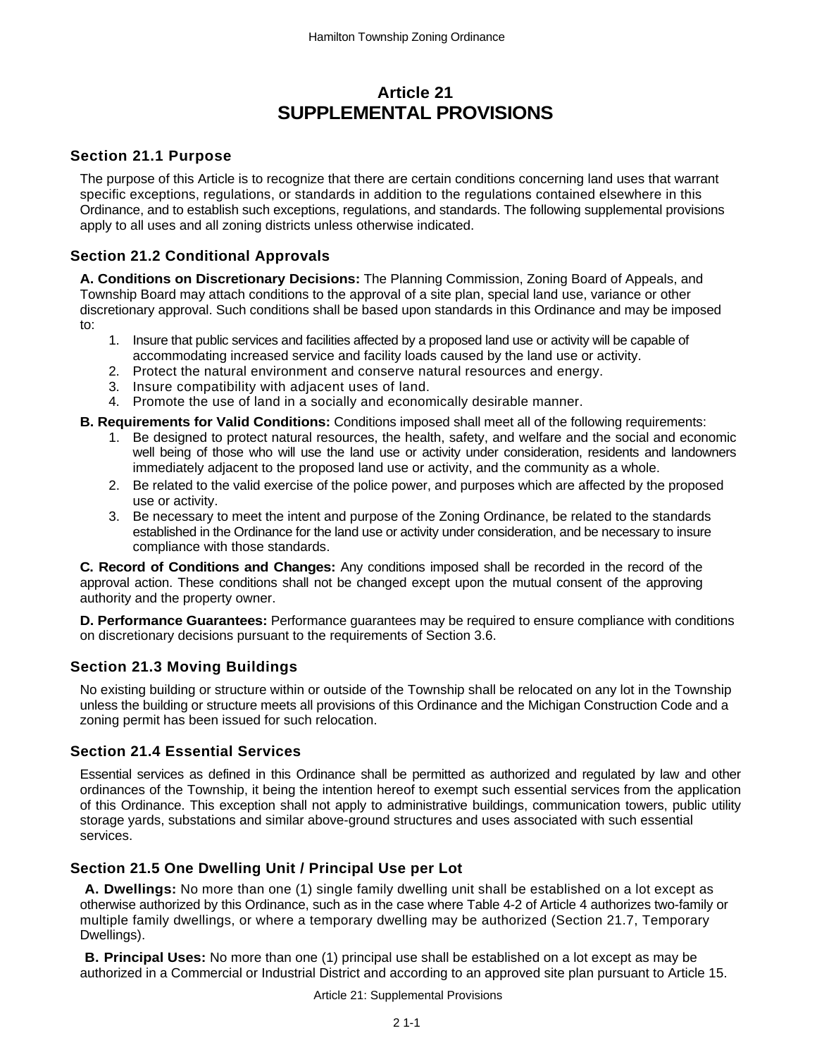# Article 21
# SUPPLEMENTAL PROVISIONS

## Section 21.1 Purpose

The purpose of this Article is to recognize that there are certain conditions concerning land uses that warrant specific exceptions, regulations, or standards in addition to the regulations contained elsewhere in this Ordinance, and to establish such exceptions, regulations, and standards. The following supplemental provisions apply to all uses and all zoning districts unless otherwise indicated.

## Section 21.2 Conditional Approvals

**A. Conditions on Discretionary Decisions:** The Planning Commission, Zoning Board of Appeals, and Township Board may attach conditions to the approval of a site plan, special land use, variance or other discretionary approval. Such conditions shall be based upon standards in this Ordinance and may be imposed to:

1. Insure that public services and facilities affected by a proposed land use or activity will be capable of accommodating increased service and facility loads caused by the land use or activity.
2. Protect the natural environment and conserve natural resources and energy.
3. Insure compatibility with adjacent uses of land.
4. Promote the use of land in a socially and economically desirable manner.

**B. Requirements for Valid Conditions:** Conditions imposed shall meet all of the following requirements:

1. Be designed to protect natural resources, the health, safety, and welfare and the social and economic well being of those who will use the land use or activity under consideration, residents and landowners immediately adjacent to the proposed land use or activity, and the community as a whole.
2. Be related to the valid exercise of the police power, and purposes which are affected by the proposed use or activity.
3. Be necessary to meet the intent and purpose of the Zoning Ordinance, be related to the standards established in the Ordinance for the land use or activity under consideration, and be necessary to insure compliance with those standards.

**C. Record of Conditions and Changes:** Any conditions imposed shall be recorded in the record of the approval action. These conditions shall not be changed except upon the mutual consent of the approving authority and the property owner.

**D. Performance Guarantees:** Performance guarantees may be required to ensure compliance with conditions on discretionary decisions pursuant to the requirements of Section 3.6.

## Section 21.3 Moving Buildings

No existing building or structure within or outside of the Township shall be relocated on any lot in the Township unless the building or structure meets all provisions of this Ordinance and the Michigan Construction Code and a zoning permit has been issued for such relocation.

## Section 21.4 Essential Services

Essential services as defined in this Ordinance shall be permitted as authorized and regulated by law and other ordinances of the Township, it being the intention hereof to exempt such essential services from the application of this Ordinance. This exception shall not apply to administrative buildings, communication towers, public utility storage yards, substations and similar above-ground structures and uses associated with such essential services.

## Section 21.5 One Dwelling Unit / Principal Use per Lot

**A. Dwellings:** No more than one (1) single family dwelling unit shall be established on a lot except as otherwise authorized by this Ordinance, such as in the case where Table 4-2 of Article 4 authorizes two-family or multiple family dwellings, or where a temporary dwelling may be authorized (Section 21.7, Temporary Dwellings).

**B. Principal Uses:** No more than one (1) principal use shall be established on a lot except as may be authorized in a Commercial or Industrial District and according to an approved site plan pursuant to Article 15.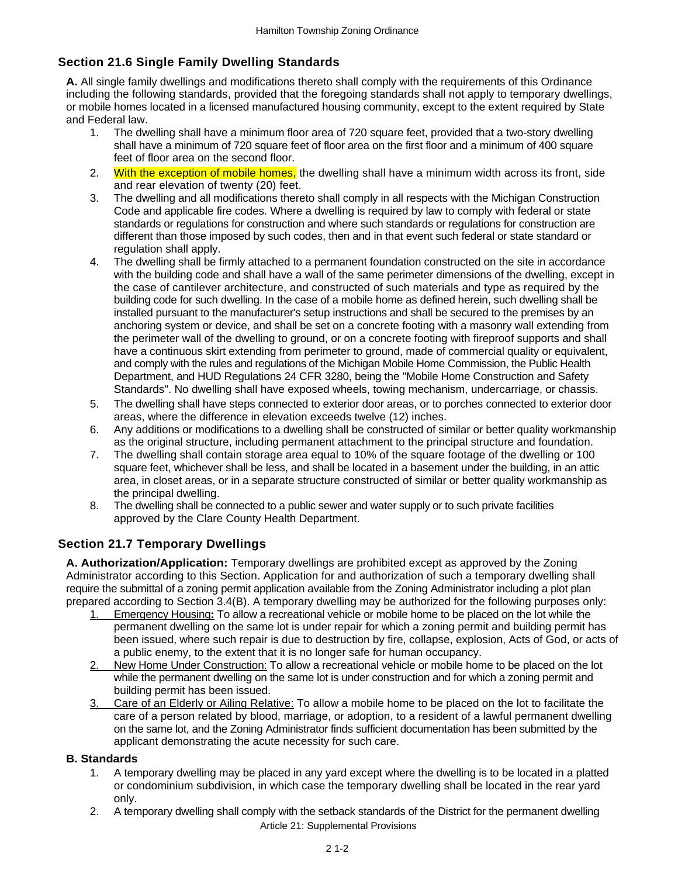## Section 21.6 Single Family Dwelling Standards

**A.** All single family dwellings and modifications thereto shall comply with the requirements of this Ordinance including the following standards, provided that the foregoing standards shall not apply to temporary dwellings, or mobile homes located in a licensed manufactured housing community, except to the extent required by State and Federal law.

1. The dwelling shall have a minimum floor area of 720 square feet, provided that a two-story dwelling shall have a minimum of 720 square feet of floor area on the first floor and a minimum of 400 square feet of floor area on the second floor.
2. With the exception of mobile homes, the dwelling shall have a minimum width across its front, side and rear elevation of twenty (20) feet.
3. The dwelling and all modifications thereto shall comply in all respects with the Michigan Construction Code and applicable fire codes. Where a dwelling is required by law to comply with federal or state standards or regulations for construction and where such standards or regulations for construction are different than those imposed by such codes, then and in that event such federal or state standard or regulation shall apply.
4. The dwelling shall be firmly attached to a permanent foundation constructed on the site in accordance with the building code and shall have a wall of the same perimeter dimensions of the dwelling, except in the case of cantilever architecture, and constructed of such materials and type as required by the building code for such dwelling. In the case of a mobile home as defined herein, such dwelling shall be installed pursuant to the manufacturer's setup instructions and shall be secured to the premises by an anchoring system or device, and shall be set on a concrete footing with a masonry wall extending from the perimeter wall of the dwelling to ground, or on a concrete footing with fireproof supports and shall have a continuous skirt extending from perimeter to ground, made of commercial quality or equivalent, and comply with the rules and regulations of the Michigan Mobile Home Commission, the Public Health Department, and HUD Regulations 24 CFR 3280, being the "Mobile Home Construction and Safety Standards". No dwelling shall have exposed wheels, towing mechanism, undercarriage, or chassis.
5. The dwelling shall have steps connected to exterior door areas, or to porches connected to exterior door areas, where the difference in elevation exceeds twelve (12) inches.
6. Any additions or modifications to a dwelling shall be constructed of similar or better quality workmanship as the original structure, including permanent attachment to the principal structure and foundation.
7. The dwelling shall contain storage area equal to 10% of the square footage of the dwelling or 100 square feet, whichever shall be less, and shall be located in a basement under the building, in an attic area, in closet areas, or in a separate structure constructed of similar or better quality workmanship as the principal dwelling.
8. The dwelling shall be connected to a public sewer and water supply or to such private facilities approved by the Clare County Health Department.

## Section 21.7 Temporary Dwellings

**A. Authorization/Application:** Temporary dwellings are prohibited except as approved by the Zoning Administrator according to this Section. Application for and authorization of such a temporary dwelling shall require the submittal of a zoning permit application available from the Zoning Administrator including a plot plan prepared according to Section 3.4(B). A temporary dwelling may be authorized for the following purposes only:

1. Emergency Housing**:** To allow a recreational vehicle or mobile home to be placed on the lot while the permanent dwelling on the same lot is under repair for which a zoning permit and building permit has been issued, where such repair is due to destruction by fire, collapse, explosion, Acts of God, or acts of a public enemy, to the extent that it is no longer safe for human occupancy.
2. New Home Under Construction: To allow a recreational vehicle or mobile home to be placed on the lot while the permanent dwelling on the same lot is under construction and for which a zoning permit and building permit has been issued.
3. Care of an Elderly or Ailing Relative: To allow a mobile home to be placed on the lot to facilitate the care of a person related by blood, marriage, or adoption, to a resident of a lawful permanent dwelling on the same lot, and the Zoning Administrator finds sufficient documentation has been submitted by the applicant demonstrating the acute necessity for such care.

**B. Standards**

1. A temporary dwelling may be placed in any yard except where the dwelling is to be located in a platted or condominium subdivision, in which case the temporary dwelling shall be located in the rear yard only.
2. A temporary dwelling shall comply with the setback standards of the District for the permanent dwelling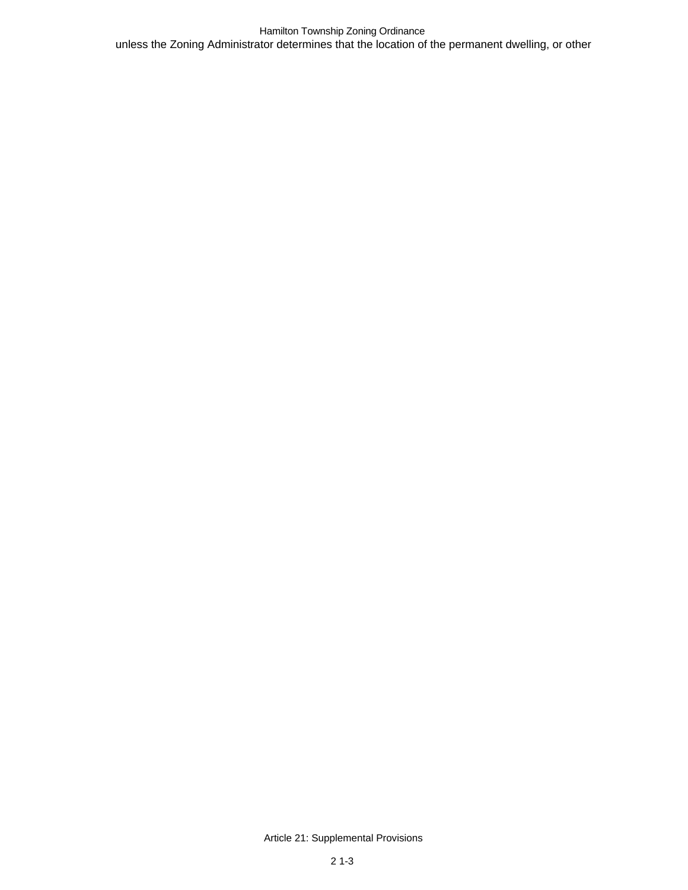unless the Zoning Administrator determines that the location of the permanent dwelling, or other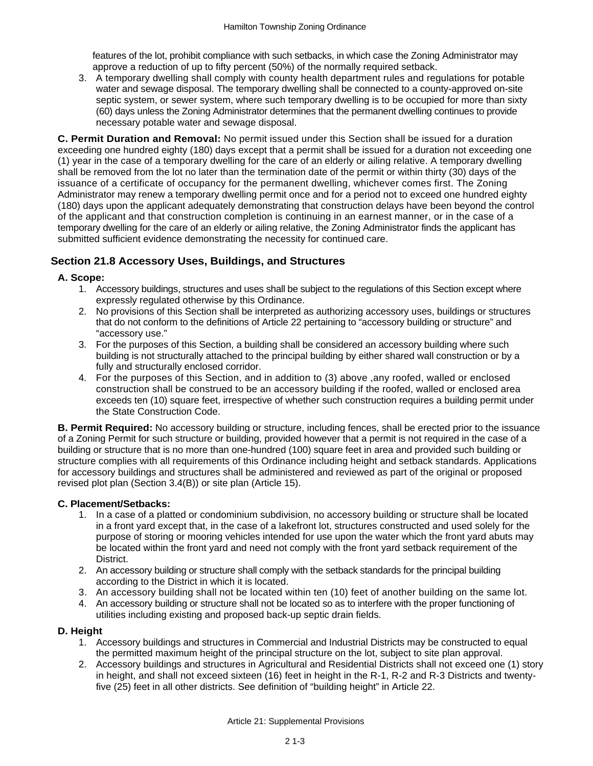features of the lot, prohibit compliance with such setbacks, in which case the Zoning Administrator may approve a reduction of up to fifty percent (50%) of the normally required setback.

3. A temporary dwelling shall comply with county health department rules and regulations for potable water and sewage disposal. The temporary dwelling shall be connected to a county-approved on-site septic system, or sewer system, where such temporary dwelling is to be occupied for more than sixty (60) days unless the Zoning Administrator determines that the permanent dwelling continues to provide necessary potable water and sewage disposal.

**C. Permit Duration and Removal:** No permit issued under this Section shall be issued for a duration exceeding one hundred eighty (180) days except that a permit shall be issued for a duration not exceeding one (1) year in the case of a temporary dwelling for the care of an elderly or ailing relative. A temporary dwelling shall be removed from the lot no later than the termination date of the permit or within thirty (30) days of the issuance of a certificate of occupancy for the permanent dwelling, whichever comes first. The Zoning Administrator may renew a temporary dwelling permit once and for a period not to exceed one hundred eighty (180) days upon the applicant adequately demonstrating that construction delays have been beyond the control of the applicant and that construction completion is continuing in an earnest manner, or in the case of a temporary dwelling for the care of an elderly or ailing relative, the Zoning Administrator finds the applicant has submitted sufficient evidence demonstrating the necessity for continued care.

## Section 21.8 Accessory Uses, Buildings, and Structures

### A. Scope:

1. Accessory buildings, structures and uses shall be subject to the regulations of this Section except where expressly regulated otherwise by this Ordinance.
2. No provisions of this Section shall be interpreted as authorizing accessory uses, buildings or structures that do not conform to the definitions of Article 22 pertaining to "accessory building or structure" and "accessory use."
3. For the purposes of this Section, a building shall be considered an accessory building where such building is not structurally attached to the principal building by either shared wall construction or by a fully and structurally enclosed corridor.
4. For the purposes of this Section, and in addition to (3) above ,any roofed, walled or enclosed construction shall be construed to be an accessory building if the roofed, walled or enclosed area exceeds ten (10) square feet, irrespective of whether such construction requires a building permit under the State Construction Code.

**B. Permit Required:** No accessory building or structure, including fences, shall be erected prior to the issuance of a Zoning Permit for such structure or building, provided however that a permit is not required in the case of a building or structure that is no more than one-hundred (100) square feet in area and provided such building or structure complies with all requirements of this Ordinance including height and setback standards. Applications for accessory buildings and structures shall be administered and reviewed as part of the original or proposed revised plot plan (Section 3.4(B)) or site plan (Article 15).

### C. Placement/Setbacks:

1. In a case of a platted or condominium subdivision, no accessory building or structure shall be located in a front yard except that, in the case of a lakefront lot, structures constructed and used solely for the purpose of storing or mooring vehicles intended for use upon the water which the front yard abuts may be located within the front yard and need not comply with the front yard setback requirement of the District.
2. An accessory building or structure shall comply with the setback standards for the principal building according to the District in which it is located.
3. An accessory building shall not be located within ten (10) feet of another building on the same lot.
4. An accessory building or structure shall not be located so as to interfere with the proper functioning of utilities including existing and proposed back-up septic drain fields.

### D. Height

1. Accessory buildings and structures in Commercial and Industrial Districts may be constructed to equal the permitted maximum height of the principal structure on the lot, subject to site plan approval.
2. Accessory buildings and structures in Agricultural and Residential Districts shall not exceed one (1) story in height, and shall not exceed sixteen (16) feet in height in the R-1, R-2 and R-3 Districts and twenty-five (25) feet in all other districts. See definition of "building height" in Article 22.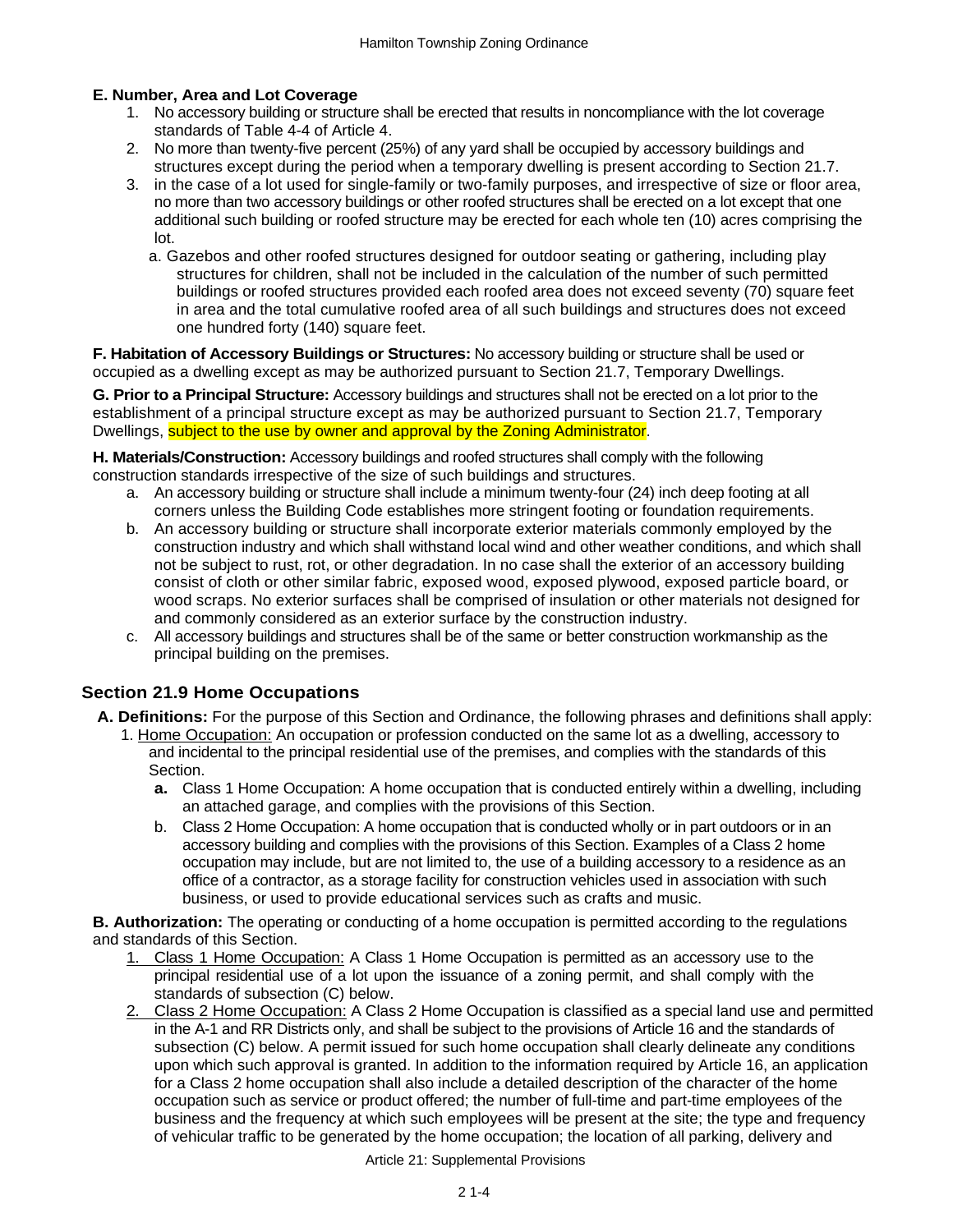**E. Number, Area and Lot Coverage**

1. No accessory building or structure shall be erected that results in noncompliance with the lot coverage standards of Table 4-4 of Article 4.
2. No more than twenty-five percent (25%) of any yard shall be occupied by accessory buildings and structures except during the period when a temporary dwelling is present according to Section 21.7.
3. in the case of a lot used for single-family or two-family purposes, and irrespective of size or floor area, no more than two accessory buildings or other roofed structures shall be erected on a lot except that one additional such building or roofed structure may be erected for each whole ten (10) acres comprising the lot.
   a. Gazebos and other roofed structures designed for outdoor seating or gathering, including play structures for children, shall not be included in the calculation of the number of such permitted buildings or roofed structures provided each roofed area does not exceed seventy (70) square feet in area and the total cumulative roofed area of all such buildings and structures does not exceed one hundred forty (140) square feet.

**F. Habitation of Accessory Buildings or Structures:** No accessory building or structure shall be used or occupied as a dwelling except as may be authorized pursuant to Section 21.7, Temporary Dwellings.

**G. Prior to a Principal Structure:** Accessory buildings and structures shall not be erected on a lot prior to the establishment of a principal structure except as may be authorized pursuant to Section 21.7, Temporary Dwellings, subject to the use by owner and approval by the Zoning Administrator.

**H. Materials/Construction:** Accessory buildings and roofed structures shall comply with the following construction standards irrespective of the size of such buildings and structures.

a. An accessory building or structure shall include a minimum twenty-four (24) inch deep footing at all corners unless the Building Code establishes more stringent footing or foundation requirements.
b. An accessory building or structure shall incorporate exterior materials commonly employed by the construction industry and which shall withstand local wind and other weather conditions, and which shall not be subject to rust, rot, or other degradation. In no case shall the exterior of an accessory building consist of cloth or other similar fabric, exposed wood, exposed plywood, exposed particle board, or wood scraps. No exterior surfaces shall be comprised of insulation or other materials not designed for and commonly considered as an exterior surface by the construction industry.
c. All accessory buildings and structures shall be of the same or better construction workmanship as the principal building on the premises.

## Section 21.9 Home Occupations

**A. Definitions:** For the purpose of this Section and Ordinance, the following phrases and definitions shall apply:

1. Home Occupation: An occupation or profession conducted on the same lot as a dwelling, accessory to and incidental to the principal residential use of the premises, and complies with the standards of this Section.
   **a.** Class 1 Home Occupation: A home occupation that is conducted entirely within a dwelling, including an attached garage, and complies with the provisions of this Section.
   b. Class 2 Home Occupation: A home occupation that is conducted wholly or in part outdoors or in an accessory building and complies with the provisions of this Section. Examples of a Class 2 home occupation may include, but are not limited to, the use of a building accessory to a residence as an office of a contractor, as a storage facility for construction vehicles used in association with such business, or used to provide educational services such as crafts and music.

**B. Authorization:** The operating or conducting of a home occupation is permitted according to the regulations and standards of this Section.

1. Class 1 Home Occupation: A Class 1 Home Occupation is permitted as an accessory use to the principal residential use of a lot upon the issuance of a zoning permit, and shall comply with the standards of subsection (C) below.
2. Class 2 Home Occupation: A Class 2 Home Occupation is classified as a special land use and permitted in the A-1 and RR Districts only, and shall be subject to the provisions of Article 16 and the standards of subsection (C) below. A permit issued for such home occupation shall clearly delineate any conditions upon which such approval is granted. In addition to the information required by Article 16, an application for a Class 2 home occupation shall also include a detailed description of the character of the home occupation such as service or product offered; the number of full-time and part-time employees of the business and the frequency at which such employees will be present at the site; the type and frequency of vehicular traffic to be generated by the home occupation; the location of all parking, delivery and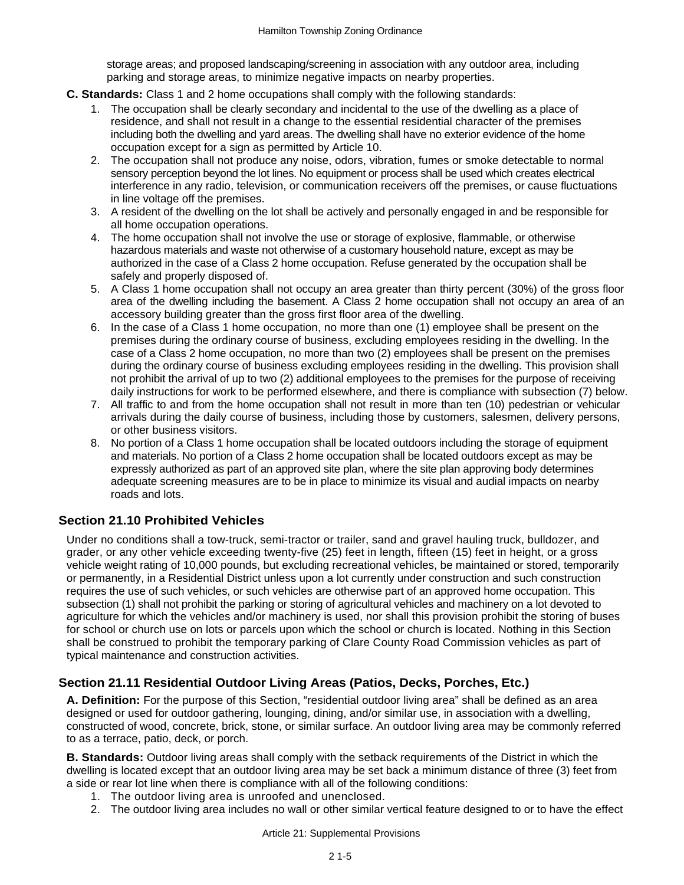storage areas; and proposed landscaping/screening in association with any outdoor area, including parking and storage areas, to minimize negative impacts on nearby properties.

**C. Standards:** Class 1 and 2 home occupations shall comply with the following standards:

1. The occupation shall be clearly secondary and incidental to the use of the dwelling as a place of residence, and shall not result in a change to the essential residential character of the premises including both the dwelling and yard areas. The dwelling shall have no exterior evidence of the home occupation except for a sign as permitted by Article 10.
2. The occupation shall not produce any noise, odors, vibration, fumes or smoke detectable to normal sensory perception beyond the lot lines. No equipment or process shall be used which creates electrical interference in any radio, television, or communication receivers off the premises, or cause fluctuations in line voltage off the premises.
3. A resident of the dwelling on the lot shall be actively and personally engaged in and be responsible for all home occupation operations.
4. The home occupation shall not involve the use or storage of explosive, flammable, or otherwise hazardous materials and waste not otherwise of a customary household nature, except as may be authorized in the case of a Class 2 home occupation. Refuse generated by the occupation shall be safely and properly disposed of.
5. A Class 1 home occupation shall not occupy an area greater than thirty percent (30%) of the gross floor area of the dwelling including the basement. A Class 2 home occupation shall not occupy an area of an accessory building greater than the gross first floor area of the dwelling.
6. In the case of a Class 1 home occupation, no more than one (1) employee shall be present on the premises during the ordinary course of business, excluding employees residing in the dwelling. In the case of a Class 2 home occupation, no more than two (2) employees shall be present on the premises during the ordinary course of business excluding employees residing in the dwelling. This provision shall not prohibit the arrival of up to two (2) additional employees to the premises for the purpose of receiving daily instructions for work to be performed elsewhere, and there is compliance with subsection (7) below.
7. All traffic to and from the home occupation shall not result in more than ten (10) pedestrian or vehicular arrivals during the daily course of business, including those by customers, salesmen, delivery persons, or other business visitors.
8. No portion of a Class 1 home occupation shall be located outdoors including the storage of equipment and materials. No portion of a Class 2 home occupation shall be located outdoors except as may be expressly authorized as part of an approved site plan, where the site plan approving body determines adequate screening measures are to be in place to minimize its visual and audial impacts on nearby roads and lots.

## Section 21.10 Prohibited Vehicles

Under no conditions shall a tow-truck, semi-tractor or trailer, sand and gravel hauling truck, bulldozer, and grader, or any other vehicle exceeding twenty-five (25) feet in length, fifteen (15) feet in height, or a gross vehicle weight rating of 10,000 pounds, but excluding recreational vehicles, be maintained or stored, temporarily or permanently, in a Residential District unless upon a lot currently under construction and such construction requires the use of such vehicles, or such vehicles are otherwise part of an approved home occupation. This subsection (1) shall not prohibit the parking or storing of agricultural vehicles and machinery on a lot devoted to agriculture for which the vehicles and/or machinery is used, nor shall this provision prohibit the storing of buses for school or church use on lots or parcels upon which the school or church is located. Nothing in this Section shall be construed to prohibit the temporary parking of Clare County Road Commission vehicles as part of typical maintenance and construction activities.

## Section 21.11 Residential Outdoor Living Areas (Patios, Decks, Porches, Etc.)

**A. Definition:** For the purpose of this Section, "residential outdoor living area" shall be defined as an area designed or used for outdoor gathering, lounging, dining, and/or similar use, in association with a dwelling, constructed of wood, concrete, brick, stone, or similar surface. An outdoor living area may be commonly referred to as a terrace, patio, deck, or porch.

**B. Standards:** Outdoor living areas shall comply with the setback requirements of the District in which the dwelling is located except that an outdoor living area may be set back a minimum distance of three (3) feet from a side or rear lot line when there is compliance with all of the following conditions:

1. The outdoor living area is unroofed and unenclosed.
2. The outdoor living area includes no wall or other similar vertical feature designed to or to have the effect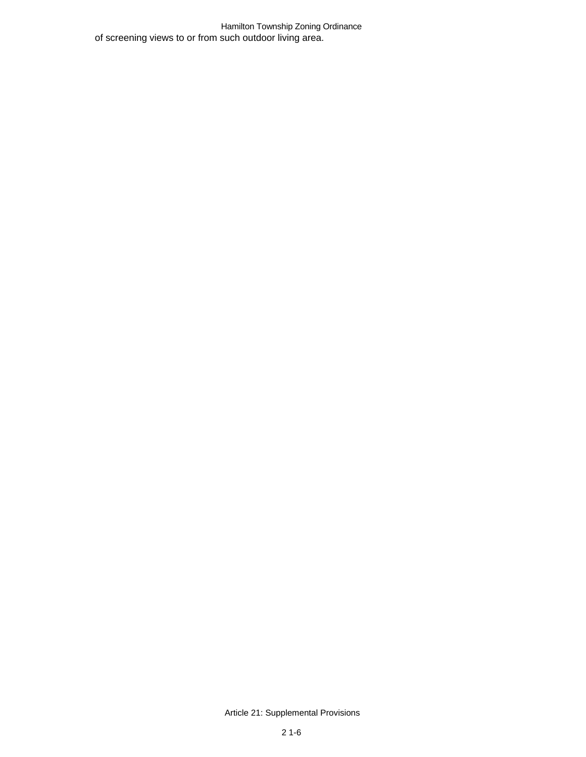of screening views to or from such outdoor living area.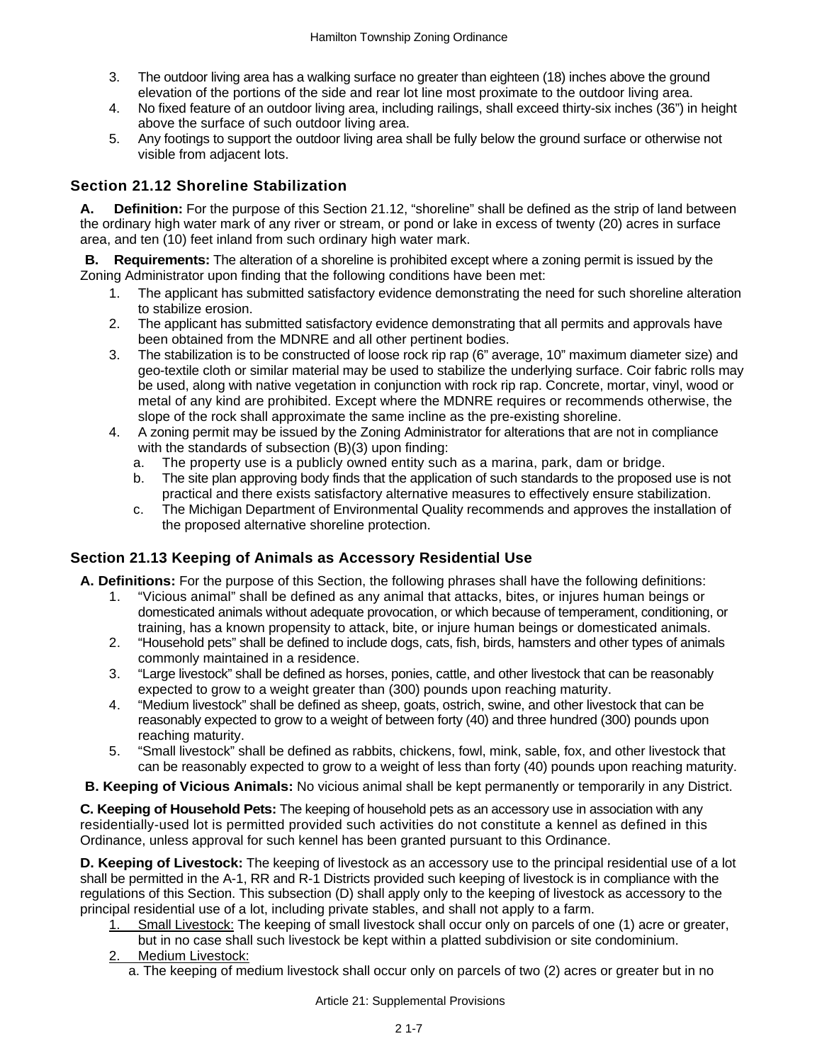3. The outdoor living area has a walking surface no greater than eighteen (18) inches above the ground elevation of the portions of the side and rear lot line most proximate to the outdoor living area.
4. No fixed feature of an outdoor living area, including railings, shall exceed thirty-six inches (36") in height above the surface of such outdoor living area.
5. Any footings to support the outdoor living area shall be fully below the ground surface or otherwise not visible from adjacent lots.

## Section 21.12 Shoreline Stabilization

**A. Definition:** For the purpose of this Section 21.12, "shoreline" shall be defined as the strip of land between the ordinary high water mark of any river or stream, or pond or lake in excess of twenty (20) acres in surface area, and ten (10) feet inland from such ordinary high water mark.

**B. Requirements:** The alteration of a shoreline is prohibited except where a zoning permit is issued by the Zoning Administrator upon finding that the following conditions have been met:

1. The applicant has submitted satisfactory evidence demonstrating the need for such shoreline alteration to stabilize erosion.
2. The applicant has submitted satisfactory evidence demonstrating that all permits and approvals have been obtained from the MDNRE and all other pertinent bodies.
3. The stabilization is to be constructed of loose rock rip rap (6" average, 10" maximum diameter size) and geo-textile cloth or similar material may be used to stabilize the underlying surface. Coir fabric rolls may be used, along with native vegetation in conjunction with rock rip rap. Concrete, mortar, vinyl, wood or metal of any kind are prohibited. Except where the MDNRE requires or recommends otherwise, the slope of the rock shall approximate the same incline as the pre-existing shoreline.
4. A zoning permit may be issued by the Zoning Administrator for alterations that are not in compliance with the standards of subsection (B)(3) upon finding:
   a. The property use is a publicly owned entity such as a marina, park, dam or bridge.
   b. The site plan approving body finds that the application of such standards to the proposed use is not practical and there exists satisfactory alternative measures to effectively ensure stabilization.
   c. The Michigan Department of Environmental Quality recommends and approves the installation of the proposed alternative shoreline protection.

## Section 21.13 Keeping of Animals as Accessory Residential Use

**A. Definitions:** For the purpose of this Section, the following phrases shall have the following definitions:

1. "Vicious animal" shall be defined as any animal that attacks, bites, or injures human beings or domesticated animals without adequate provocation, or which because of temperament, conditioning, or training, has a known propensity to attack, bite, or injure human beings or domesticated animals.
2. "Household pets" shall be defined to include dogs, cats, fish, birds, hamsters and other types of animals commonly maintained in a residence.
3. "Large livestock" shall be defined as horses, ponies, cattle, and other livestock that can be reasonably expected to grow to a weight greater than (300) pounds upon reaching maturity.
4. "Medium livestock" shall be defined as sheep, goats, ostrich, swine, and other livestock that can be reasonably expected to grow to a weight of between forty (40) and three hundred (300) pounds upon reaching maturity.
5. "Small livestock" shall be defined as rabbits, chickens, fowl, mink, sable, fox, and other livestock that can be reasonably expected to grow to a weight of less than forty (40) pounds upon reaching maturity.

**B. Keeping of Vicious Animals:** No vicious animal shall be kept permanently or temporarily in any District.

**C. Keeping of Household Pets:** The keeping of household pets as an accessory use in association with any residentially-used lot is permitted provided such activities do not constitute a kennel as defined in this Ordinance, unless approval for such kennel has been granted pursuant to this Ordinance.

**D. Keeping of Livestock:** The keeping of livestock as an accessory use to the principal residential use of a lot shall be permitted in the A-1, RR and R-1 Districts provided such keeping of livestock is in compliance with the regulations of this Section. This subsection (D) shall apply only to the keeping of livestock as accessory to the principal residential use of a lot, including private stables, and shall not apply to a farm.

1. Small Livestock: The keeping of small livestock shall occur only on parcels of one (1) acre or greater, but in no case shall such livestock be kept within a platted subdivision or site condominium.
2. Medium Livestock:
   a. The keeping of medium livestock shall occur only on parcels of two (2) acres or greater but in no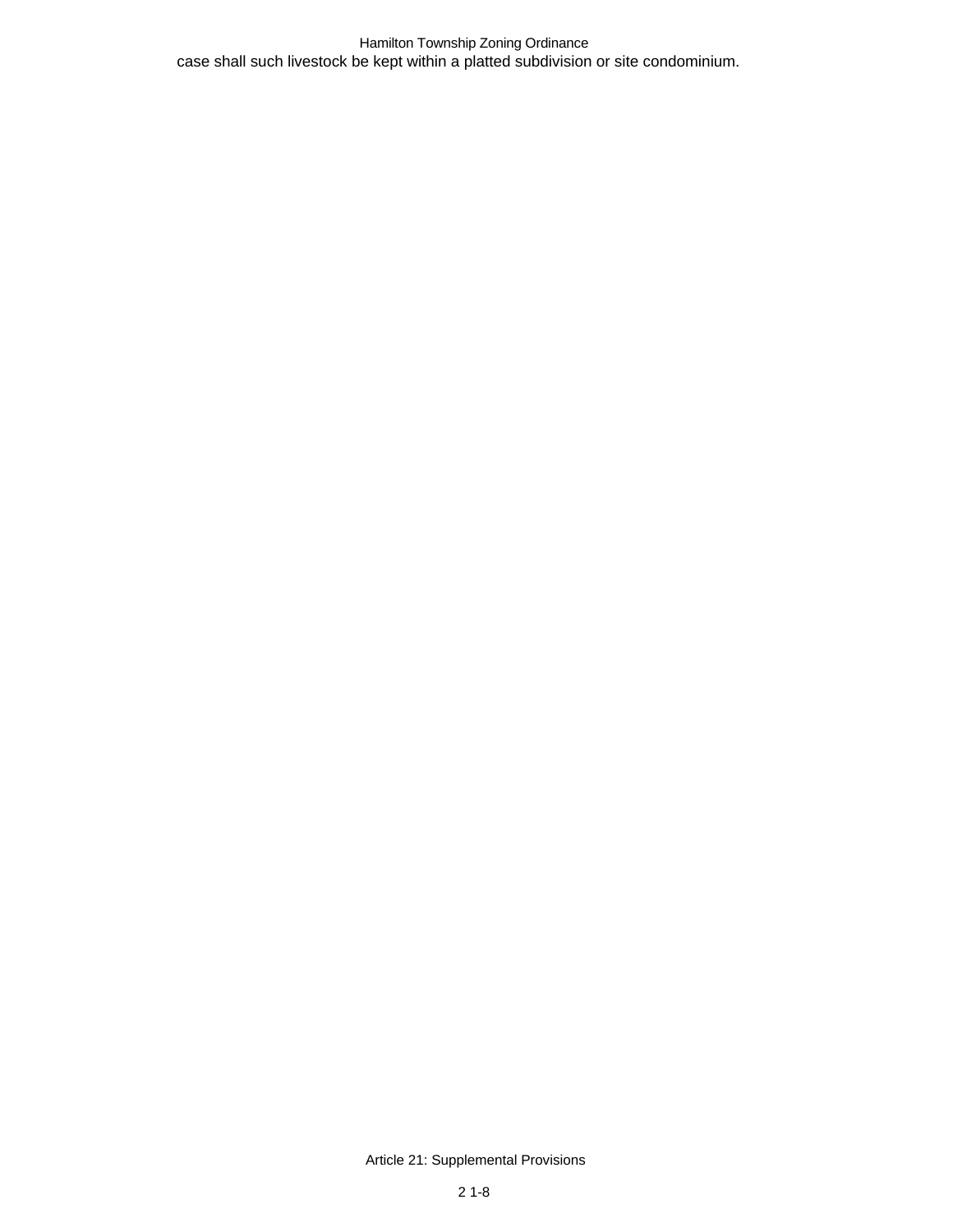case shall such livestock be kept within a platted subdivision or site condominium.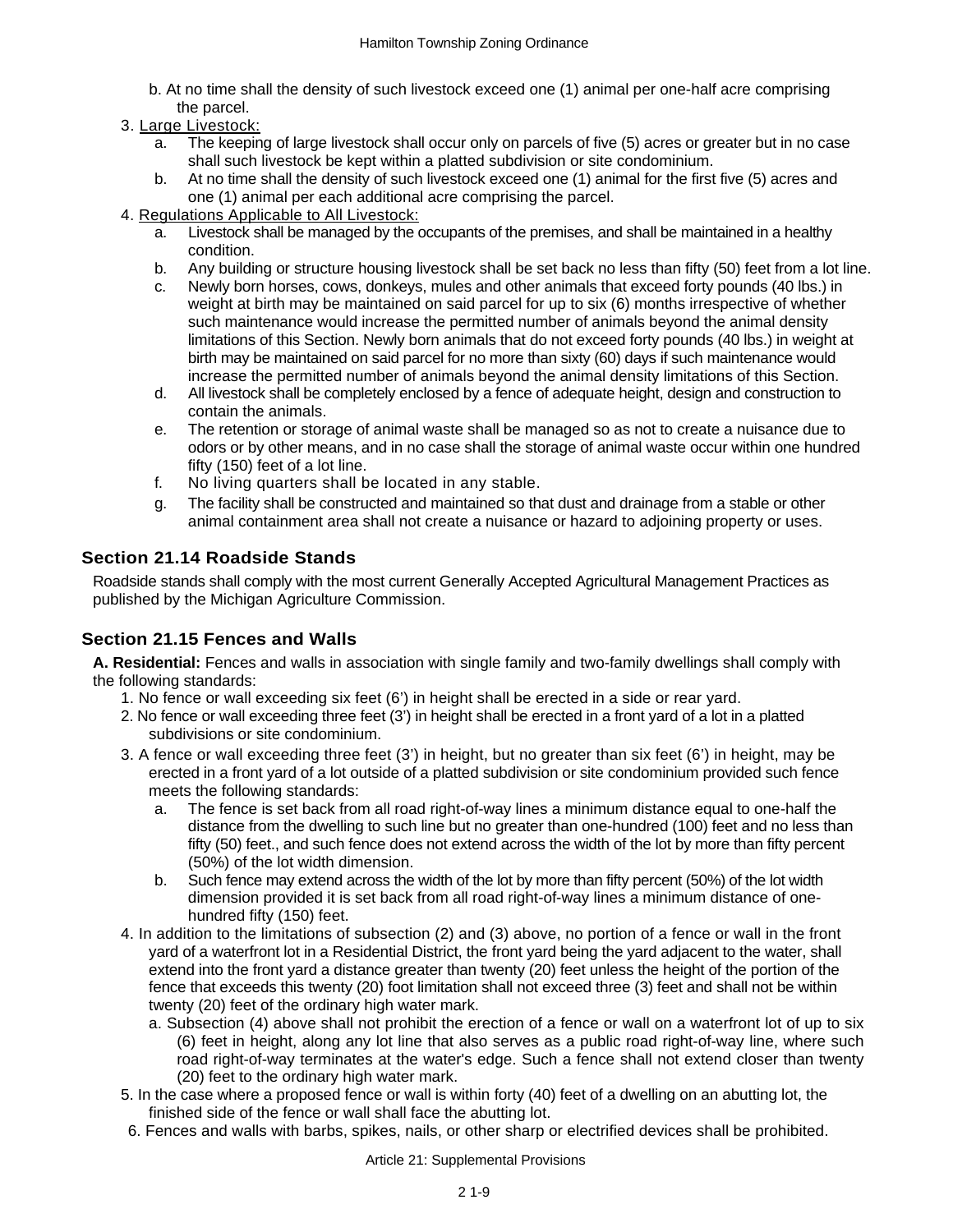b. At no time shall the density of such livestock exceed one (1) animal per one-half acre comprising the parcel.

3. Large Livestock:
   a. The keeping of large livestock shall occur only on parcels of five (5) acres or greater but in no case shall such livestock be kept within a platted subdivision or site condominium.
   b. At no time shall the density of such livestock exceed one (1) animal for the first five (5) acres and one (1) animal per each additional acre comprising the parcel.
4. Regulations Applicable to All Livestock:
   a. Livestock shall be managed by the occupants of the premises, and shall be maintained in a healthy condition.
   b. Any building or structure housing livestock shall be set back no less than fifty (50) feet from a lot line.
   c. Newly born horses, cows, donkeys, mules and other animals that exceed forty pounds (40 lbs.) in weight at birth may be maintained on said parcel for up to six (6) months irrespective of whether such maintenance would increase the permitted number of animals beyond the animal density limitations of this Section. Newly born animals that do not exceed forty pounds (40 lbs.) in weight at birth may be maintained on said parcel for no more than sixty (60) days if such maintenance would increase the permitted number of animals beyond the animal density limitations of this Section.
   d. All livestock shall be completely enclosed by a fence of adequate height, design and construction to contain the animals.
   e. The retention or storage of animal waste shall be managed so as not to create a nuisance due to odors or by other means, and in no case shall the storage of animal waste occur within one hundred fifty (150) feet of a lot line.
   f. No living quarters shall be located in any stable.
   g. The facility shall be constructed and maintained so that dust and drainage from a stable or other animal containment area shall not create a nuisance or hazard to adjoining property or uses.

### Section 21.14 Roadside Stands

Roadside stands shall comply with the most current Generally Accepted Agricultural Management Practices as published by the Michigan Agriculture Commission.

### Section 21.15 Fences and Walls

**A. Residential:** Fences and walls in association with single family and two-family dwellings shall comply with the following standards:

1. No fence or wall exceeding six feet (6') in height shall be erected in a side or rear yard.
2. No fence or wall exceeding three feet (3') in height shall be erected in a front yard of a lot in a platted subdivisions or site condominium.
3. A fence or wall exceeding three feet (3') in height, but no greater than six feet (6') in height, may be erected in a front yard of a lot outside of a platted subdivision or site condominium provided such fence meets the following standards:
   a. The fence is set back from all road right-of-way lines a minimum distance equal to one-half the distance from the dwelling to such line but no greater than one-hundred (100) feet and no less than fifty (50) feet., and such fence does not extend across the width of the lot by more than fifty percent (50%) of the lot width dimension.
   b. Such fence may extend across the width of the lot by more than fifty percent (50%) of the lot width dimension provided it is set back from all road right-of-way lines a minimum distance of one-hundred fifty (150) feet.
4. In addition to the limitations of subsection (2) and (3) above, no portion of a fence or wall in the front yard of a waterfront lot in a Residential District, the front yard being the yard adjacent to the water, shall extend into the front yard a distance greater than twenty (20) feet unless the height of the portion of the fence that exceeds this twenty (20) foot limitation shall not exceed three (3) feet and shall not be within twenty (20) feet of the ordinary high water mark.
   a. Subsection (4) above shall not prohibit the erection of a fence or wall on a waterfront lot of up to six (6) feet in height, along any lot line that also serves as a public road right-of-way line, where such road right-of-way terminates at the water's edge. Such a fence shall not extend closer than twenty (20) feet to the ordinary high water mark.
5. In the case where a proposed fence or wall is within forty (40) feet of a dwelling on an abutting lot, the finished side of the fence or wall shall face the abutting lot.
6. Fences and walls with barbs, spikes, nails, or other sharp or electrified devices shall be prohibited.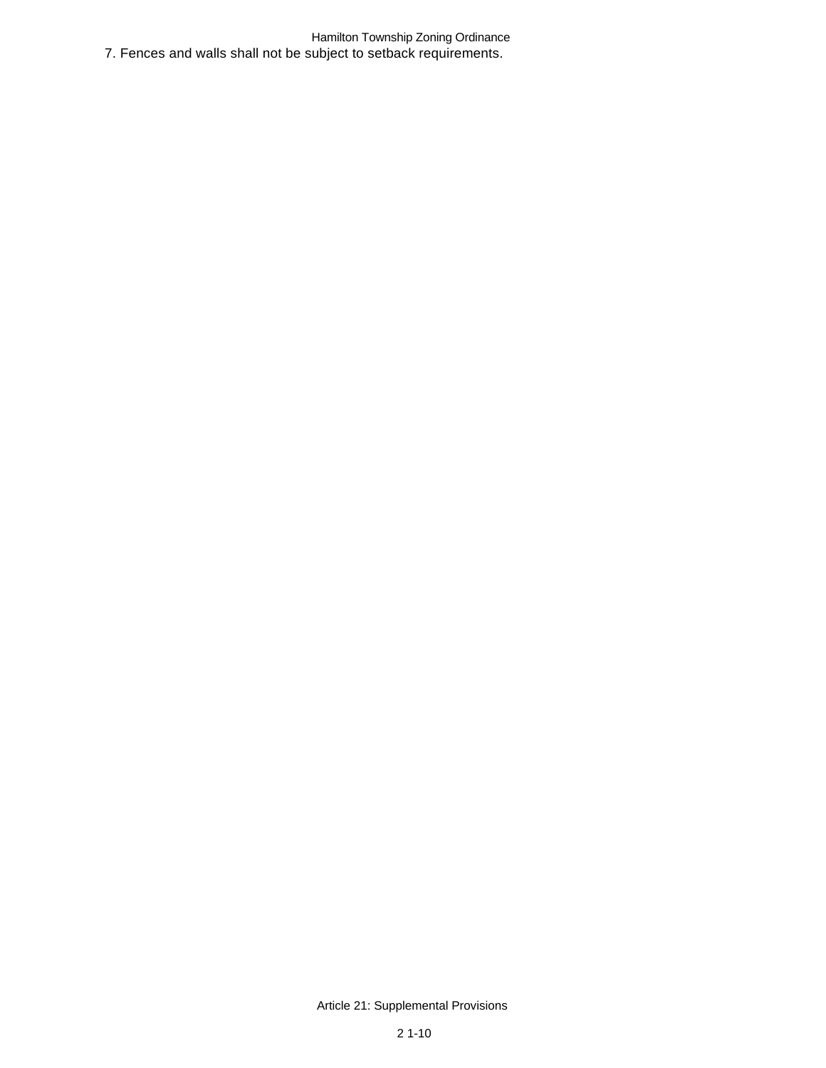7. Fences and walls shall not be subject to setback requirements.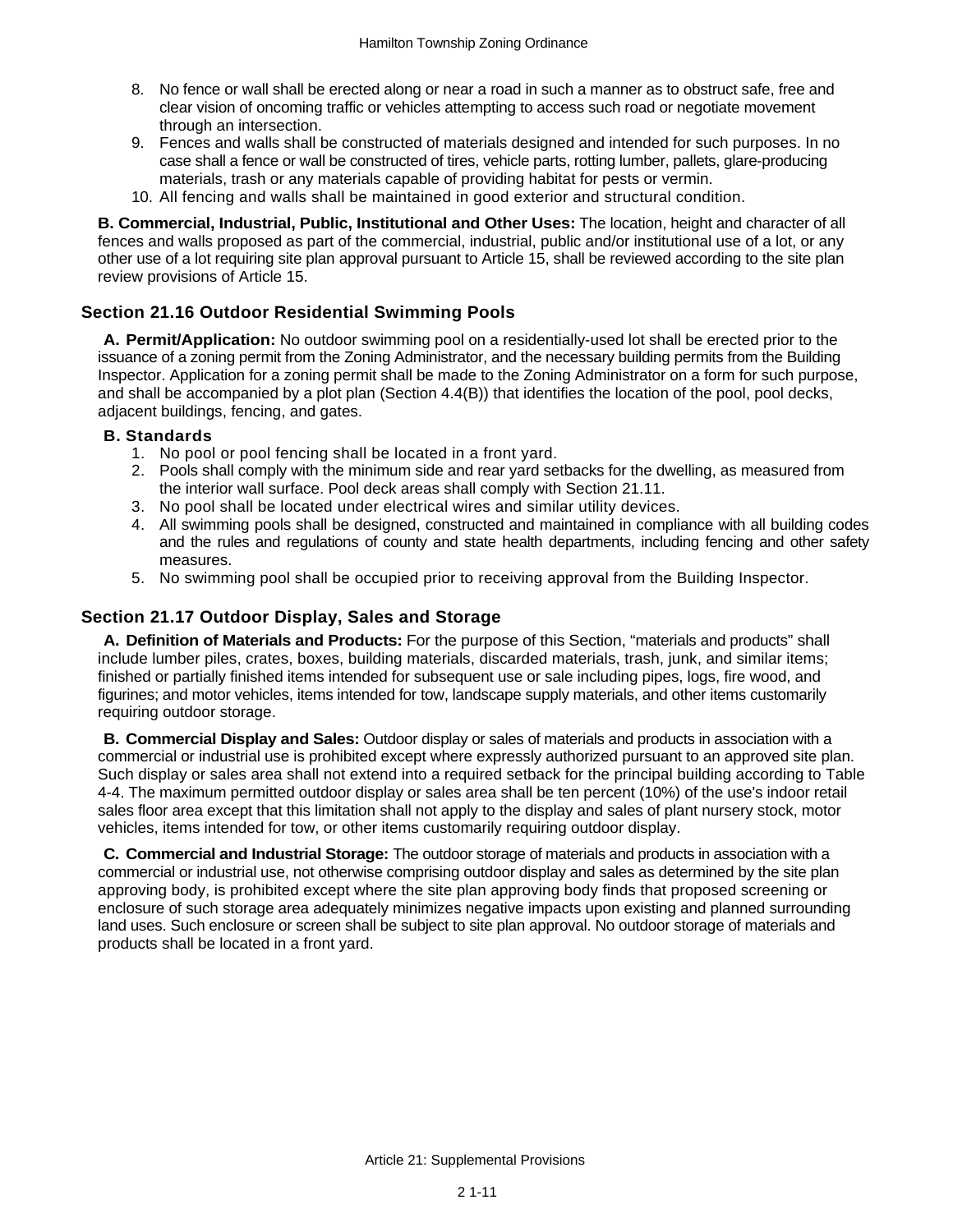8. No fence or wall shall be erected along or near a road in such a manner as to obstruct safe, free and clear vision of oncoming traffic or vehicles attempting to access such road or negotiate movement through an intersection.
9. Fences and walls shall be constructed of materials designed and intended for such purposes. In no case shall a fence or wall be constructed of tires, vehicle parts, rotting lumber, pallets, glare-producing materials, trash or any materials capable of providing habitat for pests or vermin.
10. All fencing and walls shall be maintained in good exterior and structural condition.

**B. Commercial, Industrial, Public, Institutional and Other Uses:** The location, height and character of all fences and walls proposed as part of the commercial, industrial, public and/or institutional use of a lot, or any other use of a lot requiring site plan approval pursuant to Article 15, shall be reviewed according to the site plan review provisions of Article 15.

## Section 21.16 Outdoor Residential Swimming Pools

**A. Permit/Application:** No outdoor swimming pool on a residentially-used lot shall be erected prior to the issuance of a zoning permit from the Zoning Administrator, and the necessary building permits from the Building Inspector. Application for a zoning permit shall be made to the Zoning Administrator on a form for such purpose, and shall be accompanied by a plot plan (Section 4.4(B)) that identifies the location of the pool, pool decks, adjacent buildings, fencing, and gates.

**B. Standards**

1. No pool or pool fencing shall be located in a front yard.
2. Pools shall comply with the minimum side and rear yard setbacks for the dwelling, as measured from the interior wall surface. Pool deck areas shall comply with Section 21.11.
3. No pool shall be located under electrical wires and similar utility devices.
4. All swimming pools shall be designed, constructed and maintained in compliance with all building codes and the rules and regulations of county and state health departments, including fencing and other safety measures.
5. No swimming pool shall be occupied prior to receiving approval from the Building Inspector.

## Section 21.17 Outdoor Display, Sales and Storage

**A. Definition of Materials and Products:** For the purpose of this Section, "materials and products" shall include lumber piles, crates, boxes, building materials, discarded materials, trash, junk, and similar items; finished or partially finished items intended for subsequent use or sale including pipes, logs, fire wood, and figurines; and motor vehicles, items intended for tow, landscape supply materials, and other items customarily requiring outdoor storage.

**B. Commercial Display and Sales:** Outdoor display or sales of materials and products in association with a commercial or industrial use is prohibited except where expressly authorized pursuant to an approved site plan. Such display or sales area shall not extend into a required setback for the principal building according to Table 4-4. The maximum permitted outdoor display or sales area shall be ten percent (10%) of the use's indoor retail sales floor area except that this limitation shall not apply to the display and sales of plant nursery stock, motor vehicles, items intended for tow, or other items customarily requiring outdoor display.

**C. Commercial and Industrial Storage:** The outdoor storage of materials and products in association with a commercial or industrial use, not otherwise comprising outdoor display and sales as determined by the site plan approving body, is prohibited except where the site plan approving body finds that proposed screening or enclosure of such storage area adequately minimizes negative impacts upon existing and planned surrounding land uses. Such enclosure or screen shall be subject to site plan approval. No outdoor storage of materials and products shall be located in a front yard.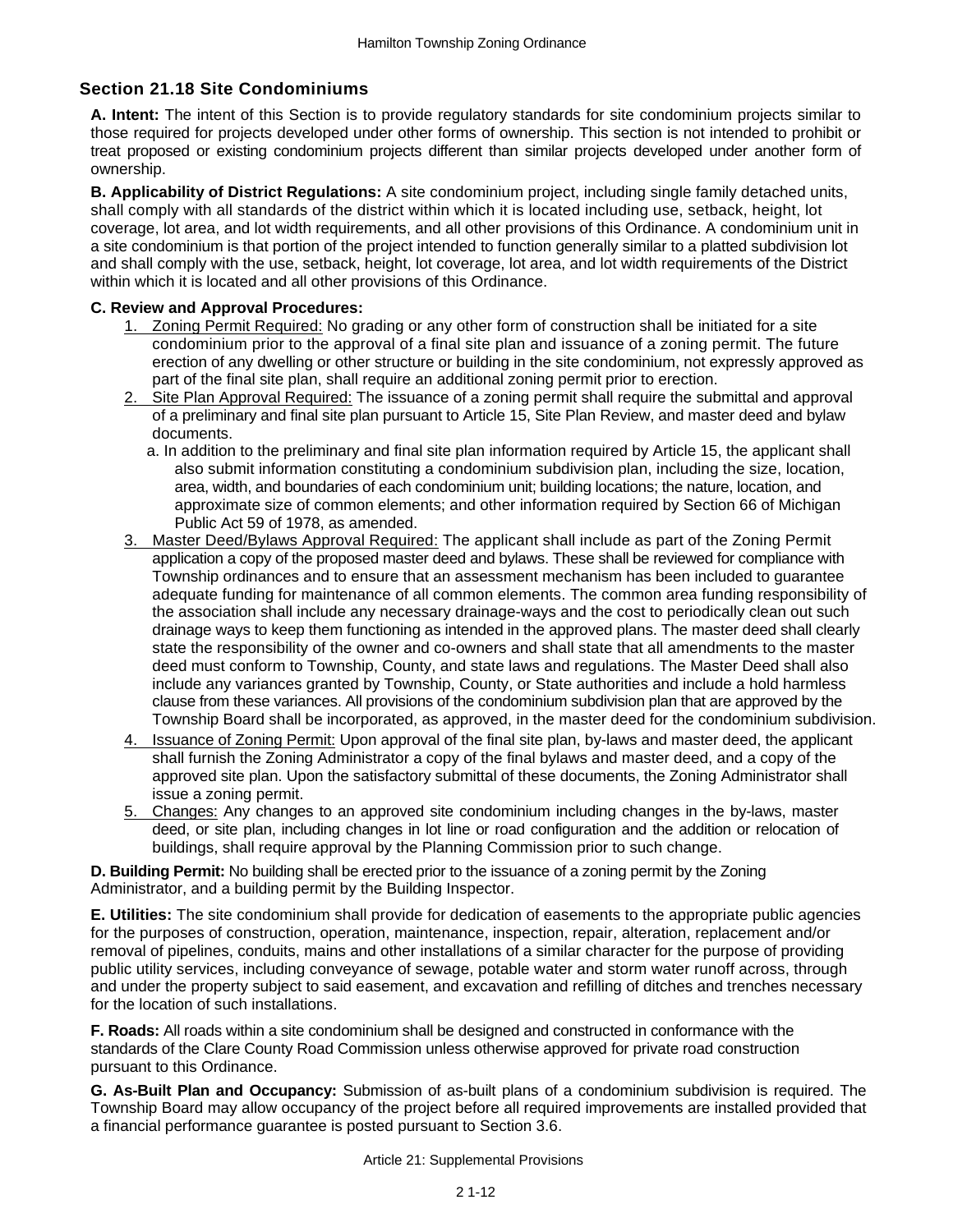## Section 21.18 Site Condominiums

**A. Intent:** The intent of this Section is to provide regulatory standards for site condominium projects similar to those required for projects developed under other forms of ownership. This section is not intended to prohibit or treat proposed or existing condominium projects different than similar projects developed under another form of ownership.

**B. Applicability of District Regulations:** A site condominium project, including single family detached units, shall comply with all standards of the district within which it is located including use, setback, height, lot coverage, lot area, and lot width requirements, and all other provisions of this Ordinance. A condominium unit in a site condominium is that portion of the project intended to function generally similar to a platted subdivision lot and shall comply with the use, setback, height, lot coverage, lot area, and lot width requirements of the District within which it is located and all other provisions of this Ordinance.

**C. Review and Approval Procedures:**

1. Zoning Permit Required: No grading or any other form of construction shall be initiated for a site condominium prior to the approval of a final site plan and issuance of a zoning permit. The future erection of any dwelling or other structure or building in the site condominium, not expressly approved as part of the final site plan, shall require an additional zoning permit prior to erection.
2. Site Plan Approval Required: The issuance of a zoning permit shall require the submittal and approval of a preliminary and final site plan pursuant to Article 15, Site Plan Review, and master deed and bylaw documents.
   a. In addition to the preliminary and final site plan information required by Article 15, the applicant shall also submit information constituting a condominium subdivision plan, including the size, location, area, width, and boundaries of each condominium unit; building locations; the nature, location, and approximate size of common elements; and other information required by Section 66 of Michigan Public Act 59 of 1978, as amended.
3. Master Deed/Bylaws Approval Required: The applicant shall include as part of the Zoning Permit application a copy of the proposed master deed and bylaws. These shall be reviewed for compliance with Township ordinances and to ensure that an assessment mechanism has been included to guarantee adequate funding for maintenance of all common elements. The common area funding responsibility of the association shall include any necessary drainage-ways and the cost to periodically clean out such drainage ways to keep them functioning as intended in the approved plans. The master deed shall clearly state the responsibility of the owner and co-owners and shall state that all amendments to the master deed must conform to Township, County, and state laws and regulations. The Master Deed shall also include any variances granted by Township, County, or State authorities and include a hold harmless clause from these variances. All provisions of the condominium subdivision plan that are approved by the Township Board shall be incorporated, as approved, in the master deed for the condominium subdivision.
4. Issuance of Zoning Permit: Upon approval of the final site plan, by-laws and master deed, the applicant shall furnish the Zoning Administrator a copy of the final bylaws and master deed, and a copy of the approved site plan. Upon the satisfactory submittal of these documents, the Zoning Administrator shall issue a zoning permit.
5. Changes: Any changes to an approved site condominium including changes in the by-laws, master deed, or site plan, including changes in lot line or road configuration and the addition or relocation of buildings, shall require approval by the Planning Commission prior to such change.

**D. Building Permit:** No building shall be erected prior to the issuance of a zoning permit by the Zoning Administrator, and a building permit by the Building Inspector.

**E. Utilities:** The site condominium shall provide for dedication of easements to the appropriate public agencies for the purposes of construction, operation, maintenance, inspection, repair, alteration, replacement and/or removal of pipelines, conduits, mains and other installations of a similar character for the purpose of providing public utility services, including conveyance of sewage, potable water and storm water runoff across, through and under the property subject to said easement, and excavation and refilling of ditches and trenches necessary for the location of such installations.

**F. Roads:** All roads within a site condominium shall be designed and constructed in conformance with the standards of the Clare County Road Commission unless otherwise approved for private road construction pursuant to this Ordinance.

**G. As-Built Plan and Occupancy:** Submission of as-built plans of a condominium subdivision is required. The Township Board may allow occupancy of the project before all required improvements are installed provided that a financial performance guarantee is posted pursuant to Section 3.6.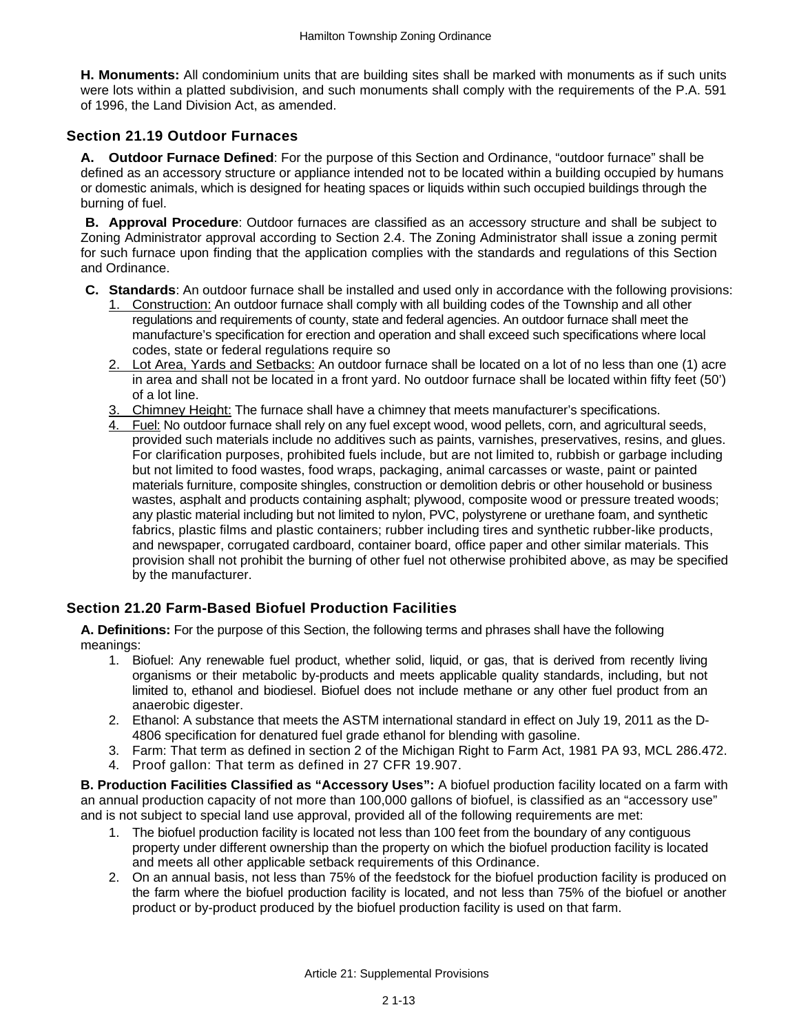**H. Monuments:** All condominium units that are building sites shall be marked with monuments as if such units were lots within a platted subdivision, and such monuments shall comply with the requirements of the P.A. 591 of 1996, the Land Division Act, as amended.

## Section 21.19 Outdoor Furnaces

**A. Outdoor Furnace Defined**: For the purpose of this Section and Ordinance, "outdoor furnace" shall be defined as an accessory structure or appliance intended not to be located within a building occupied by humans or domestic animals, which is designed for heating spaces or liquids within such occupied buildings through the burning of fuel.

**B. Approval Procedure**: Outdoor furnaces are classified as an accessory structure and shall be subject to Zoning Administrator approval according to Section 2.4. The Zoning Administrator shall issue a zoning permit for such furnace upon finding that the application complies with the standards and regulations of this Section and Ordinance.

**C. Standards**: An outdoor furnace shall be installed and used only in accordance with the following provisions:

1. Construction: An outdoor furnace shall comply with all building codes of the Township and all other regulations and requirements of county, state and federal agencies. An outdoor furnace shall meet the manufacture's specification for erection and operation and shall exceed such specifications where local codes, state or federal regulations require so
2. Lot Area, Yards and Setbacks: An outdoor furnace shall be located on a lot of no less than one (1) acre in area and shall not be located in a front yard. No outdoor furnace shall be located within fifty feet (50') of a lot line.
3. Chimney Height: The furnace shall have a chimney that meets manufacturer's specifications.
4. Fuel: No outdoor furnace shall rely on any fuel except wood, wood pellets, corn, and agricultural seeds, provided such materials include no additives such as paints, varnishes, preservatives, resins, and glues. For clarification purposes, prohibited fuels include, but are not limited to, rubbish or garbage including but not limited to food wastes, food wraps, packaging, animal carcasses or waste, paint or painted materials furniture, composite shingles, construction or demolition debris or other household or business wastes, asphalt and products containing asphalt; plywood, composite wood or pressure treated woods; any plastic material including but not limited to nylon, PVC, polystyrene or urethane foam, and synthetic fabrics, plastic films and plastic containers; rubber including tires and synthetic rubber-like products, and newspaper, corrugated cardboard, container board, office paper and other similar materials. This provision shall not prohibit the burning of other fuel not otherwise prohibited above, as may be specified by the manufacturer.

## Section 21.20 Farm-Based Biofuel Production Facilities

**A. Definitions:** For the purpose of this Section, the following terms and phrases shall have the following meanings:

1. Biofuel: Any renewable fuel product, whether solid, liquid, or gas, that is derived from recently living organisms or their metabolic by-products and meets applicable quality standards, including, but not limited to, ethanol and biodiesel. Biofuel does not include methane or any other fuel product from an anaerobic digester.
2. Ethanol: A substance that meets the ASTM international standard in effect on July 19, 2011 as the D-4806 specification for denatured fuel grade ethanol for blending with gasoline.
3. Farm: That term as defined in section 2 of the Michigan Right to Farm Act, 1981 PA 93, MCL 286.472.
4. Proof gallon: That term as defined in 27 CFR 19.907.

**B. Production Facilities Classified as "Accessory Uses":** A biofuel production facility located on a farm with an annual production capacity of not more than 100,000 gallons of biofuel, is classified as an "accessory use" and is not subject to special land use approval, provided all of the following requirements are met:

1. The biofuel production facility is located not less than 100 feet from the boundary of any contiguous property under different ownership than the property on which the biofuel production facility is located and meets all other applicable setback requirements of this Ordinance.
2. On an annual basis, not less than 75% of the feedstock for the biofuel production facility is produced on the farm where the biofuel production facility is located, and not less than 75% of the biofuel or another product or by-product produced by the biofuel production facility is used on that farm.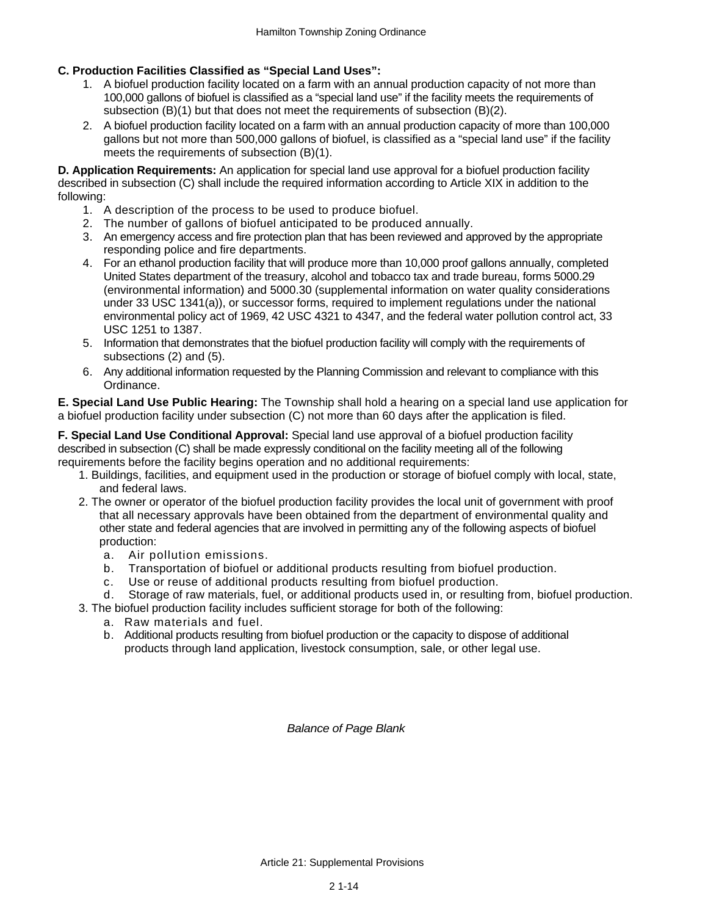**C. Production Facilities Classified as "Special Land Uses":**

1. A biofuel production facility located on a farm with an annual production capacity of not more than 100,000 gallons of biofuel is classified as a "special land use" if the facility meets the requirements of subsection (B)(1) but that does not meet the requirements of subsection (B)(2).
2. A biofuel production facility located on a farm with an annual production capacity of more than 100,000 gallons but not more than 500,000 gallons of biofuel, is classified as a "special land use" if the facility meets the requirements of subsection (B)(1).

**D. Application Requirements:** An application for special land use approval for a biofuel production facility described in subsection (C) shall include the required information according to Article XIX in addition to the following:

1. A description of the process to be used to produce biofuel.
2. The number of gallons of biofuel anticipated to be produced annually.
3. An emergency access and fire protection plan that has been reviewed and approved by the appropriate responding police and fire departments.
4. For an ethanol production facility that will produce more than 10,000 proof gallons annually, completed United States department of the treasury, alcohol and tobacco tax and trade bureau, forms 5000.29 (environmental information) and 5000.30 (supplemental information on water quality considerations under 33 USC 1341(a)), or successor forms, required to implement regulations under the national environmental policy act of 1969, 42 USC 4321 to 4347, and the federal water pollution control act, 33 USC 1251 to 1387.
5. Information that demonstrates that the biofuel production facility will comply with the requirements of subsections (2) and (5).
6. Any additional information requested by the Planning Commission and relevant to compliance with this Ordinance.

**E. Special Land Use Public Hearing:** The Township shall hold a hearing on a special land use application for a biofuel production facility under subsection (C) not more than 60 days after the application is filed.

**F. Special Land Use Conditional Approval:** Special land use approval of a biofuel production facility described in subsection (C) shall be made expressly conditional on the facility meeting all of the following requirements before the facility begins operation and no additional requirements:

1. Buildings, facilities, and equipment used in the production or storage of biofuel comply with local, state, and federal laws.
2. The owner or operator of the biofuel production facility provides the local unit of government with proof that all necessary approvals have been obtained from the department of environmental quality and other state and federal agencies that are involved in permitting any of the following aspects of biofuel production:
   a. Air pollution emissions.
   b. Transportation of biofuel or additional products resulting from biofuel production.
   c. Use or reuse of additional products resulting from biofuel production.
   d. Storage of raw materials, fuel, or additional products used in, or resulting from, biofuel production.
3. The biofuel production facility includes sufficient storage for both of the following:
   a. Raw materials and fuel.
   b. Additional products resulting from biofuel production or the capacity to dispose of additional products through land application, livestock consumption, sale, or other legal use.

*Balance of Page Blank*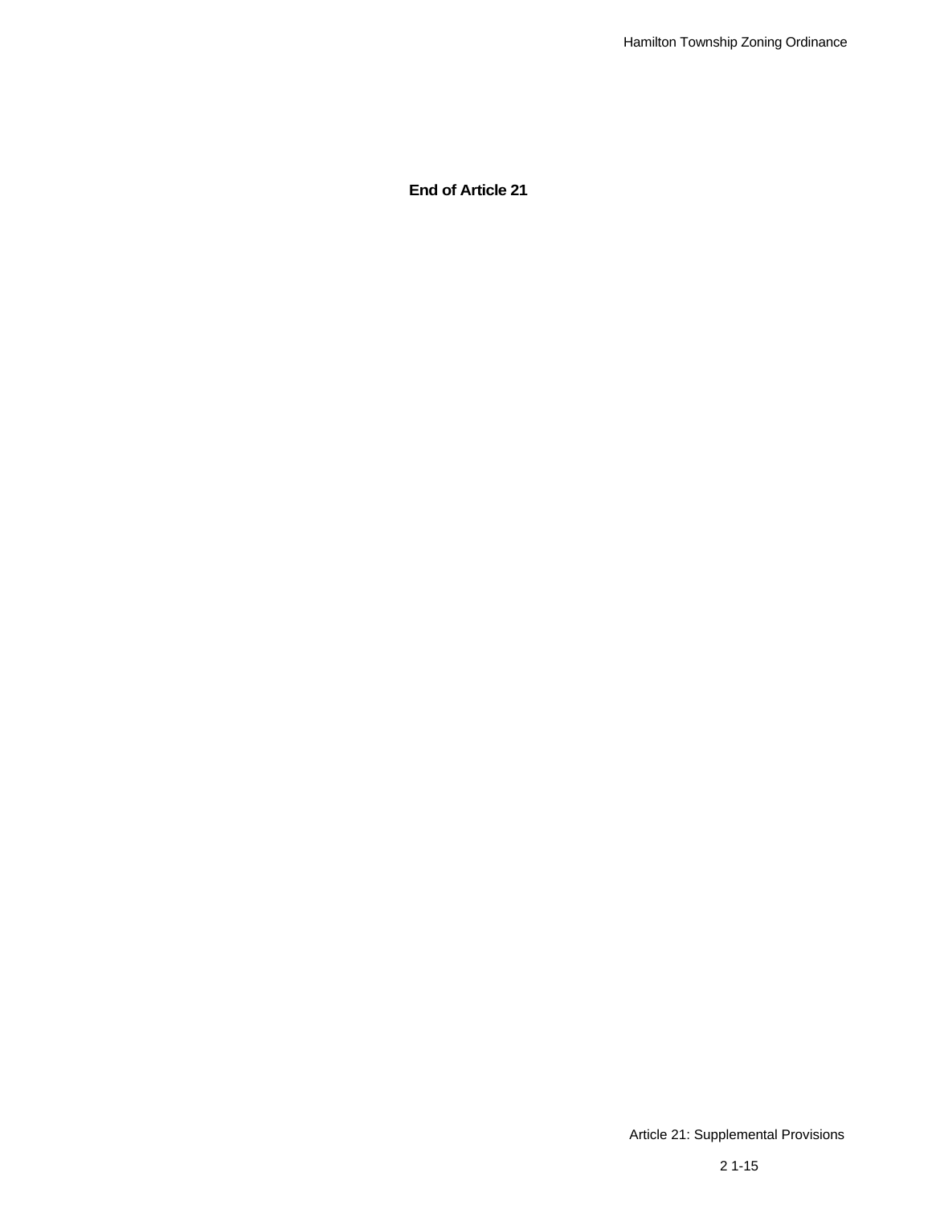**End of Article 21**